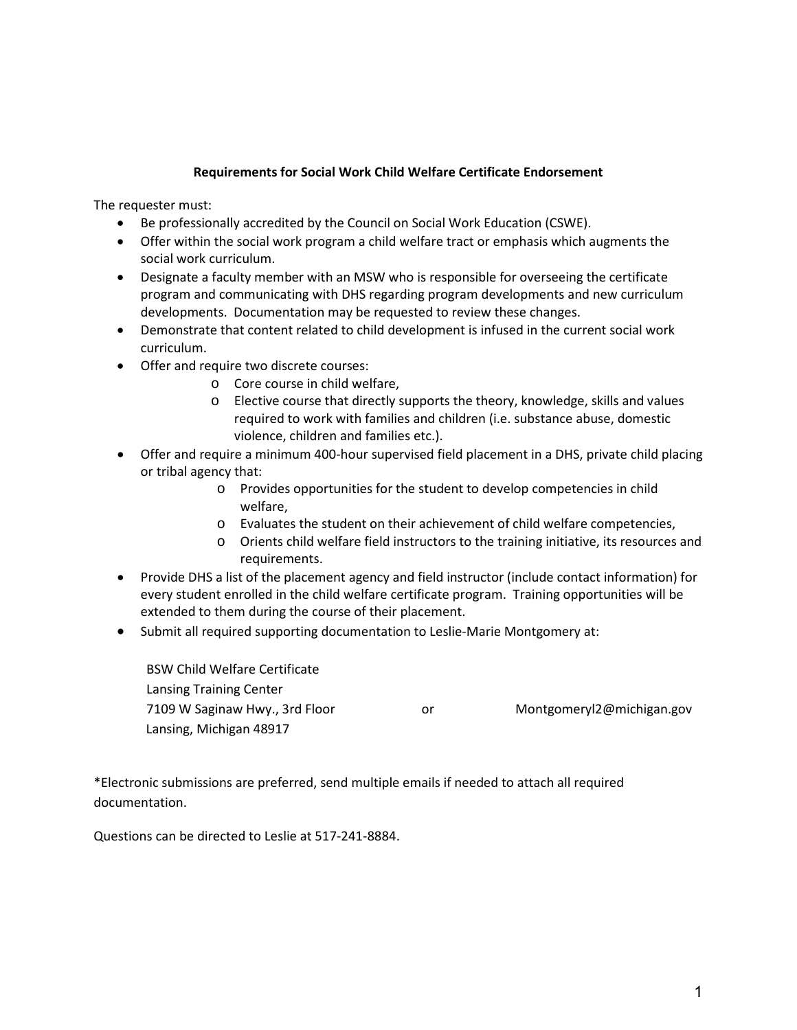## Requirements for Social Work Child Welfare Certificate Endorsement

The requester must:

- Be professionally accredited by the Council on Social Work Education (CSWE).
- Offer within the social work program a child welfare tract or emphasis which augments the social work curriculum.
- Designate a faculty member with an MSW who is responsible for overseeing the certificate program and communicating with DHS regarding program developments and new curriculum developments. Documentation may be requested to review these changes.
- Demonstrate that content related to child development is infused in the current social work curriculum.
- Offer and require two discrete courses:
  - Core course in child welfare,
  - Elective course that directly supports the theory, knowledge, skills and values required to work with families and children (i.e. substance abuse, domestic violence, children and families etc.).
- Offer and require a minimum 400-hour supervised field placement in a DHS, private child placing or tribal agency that:
  - Provides opportunities for the student to develop competencies in child welfare,
  - Evaluates the student on their achievement of child welfare competencies,
  - Orients child welfare field instructors to the training initiative, its resources and requirements.
- Provide DHS a list of the placement agency and field instructor (include contact information) for every student enrolled in the child welfare certificate program. Training opportunities will be extended to them during the course of their placement.
- Submit all required supporting documentation to Leslie-Marie Montgomery at:

BSW Child Welfare Certificate
Lansing Training Center
7109 W Saginaw Hwy., 3rd Floor
Lansing, Michigan 48917

or

Montgomeryl2@michigan.gov

*Electronic submissions are preferred, send multiple emails if needed to attach all required documentation.

Questions can be directed to Leslie at 517-241-8884.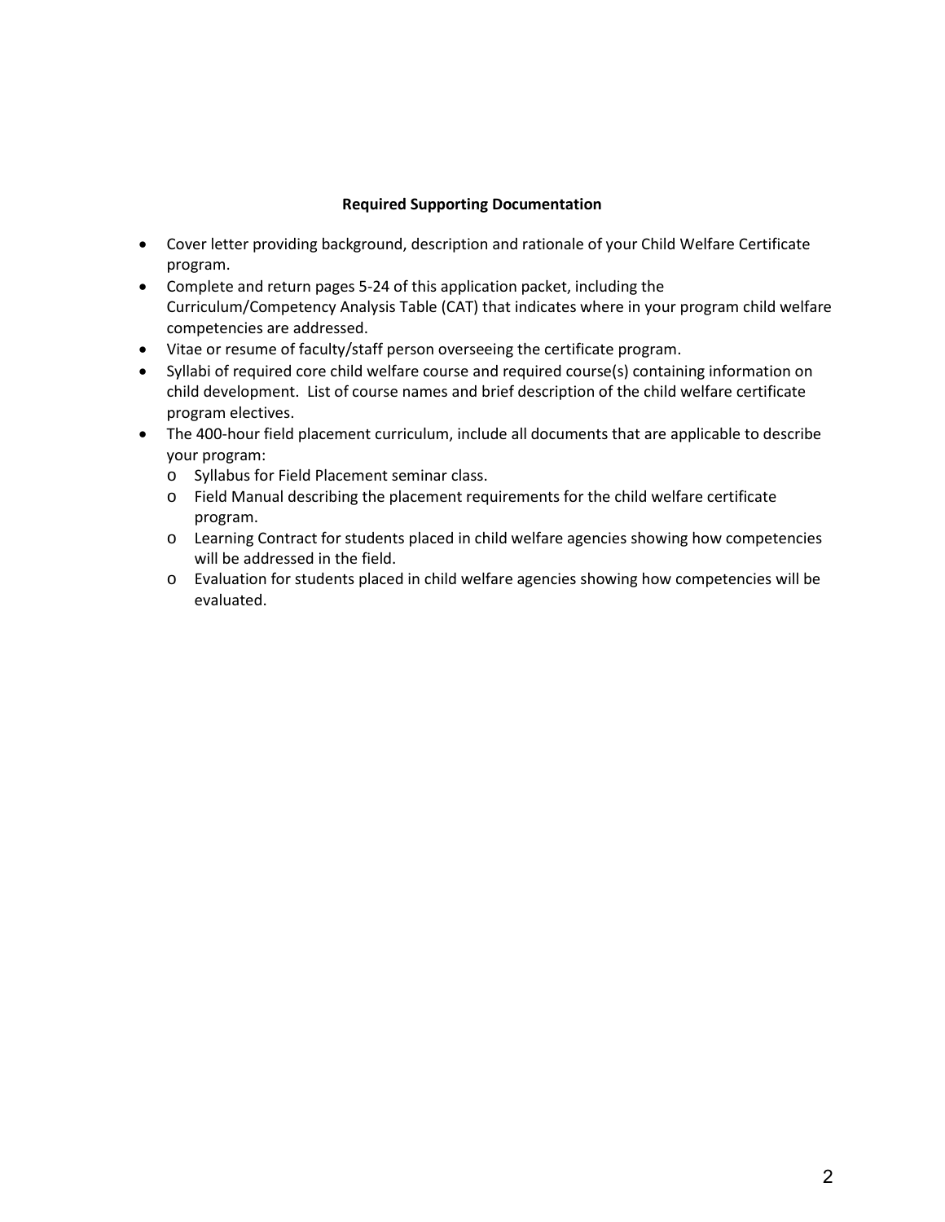**Required Supporting Documentation**

- Cover letter providing background, description and rationale of your Child Welfare Certificate program.
- Complete and return pages 5-24 of this application packet, including the Curriculum/Competency Analysis Table (CAT) that indicates where in your program child welfare competencies are addressed.
- Vitae or resume of faculty/staff person overseeing the certificate program.
- Syllabi of required core child welfare course and required course(s) containing information on child development. List of course names and brief description of the child welfare certificate program electives.
- The 400-hour field placement curriculum, include all documents that are applicable to describe your program:
  - Syllabus for Field Placement seminar class.
  - Field Manual describing the placement requirements for the child welfare certificate program.
  - Learning Contract for students placed in child welfare agencies showing how competencies will be addressed in the field.
  - Evaluation for students placed in child welfare agencies showing how competencies will be evaluated.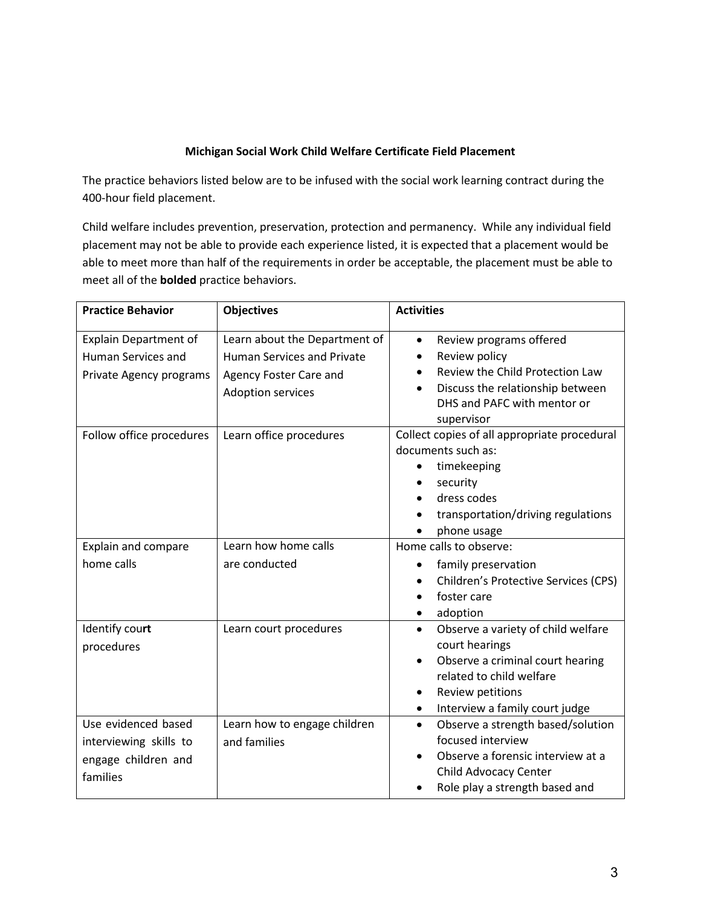**Michigan Social Work Child Welfare Certificate Field Placement**

The practice behaviors listed below are to be infused with the social work learning contract during the 400-hour field placement.

Child welfare includes prevention, preservation, protection and permanency. While any individual field placement may not be able to provide each experience listed, it is expected that a placement would be able to meet more than half of the requirements in order be acceptable, the placement must be able to meet all of the **bolded** practice behaviors.

| Practice Behavior | Objectives | Activities |
|---|---|---|
| Explain Department of Human Services and Private Agency programs | Learn about the Department of Human Services and Private Agency Foster Care and Adoption services | • Review programs offered<br>• Review policy<br>• Review the Child Protection Law<br>• Discuss the relationship between DHS and PAFC with mentor or supervisor |
| Follow office procedures | Learn office procedures | Collect copies of all appropriate procedural documents such as:<br>• timekeeping<br>• security<br>• dress codes<br>• transportation/driving regulations<br>• phone usage |
| Explain and compare home calls | Learn how home calls are conducted | Home calls to observe:<br>• family preservation<br>• Children's Protective Services (CPS)<br>• foster care<br>• adoption |
| Identify cou**rt** procedures | Learn court procedures | • Observe a variety of child welfare court hearings<br>• Observe a criminal court hearing related to child welfare<br>• Review petitions<br>• Interview a family court judge |
| Use evidenced based interviewing skills to engage children and families | Learn how to engage children and families | • Observe a strength based/solution focused interview<br>• Observe a forensic interview at a Child Advocacy Center<br>• Role play a strength based and |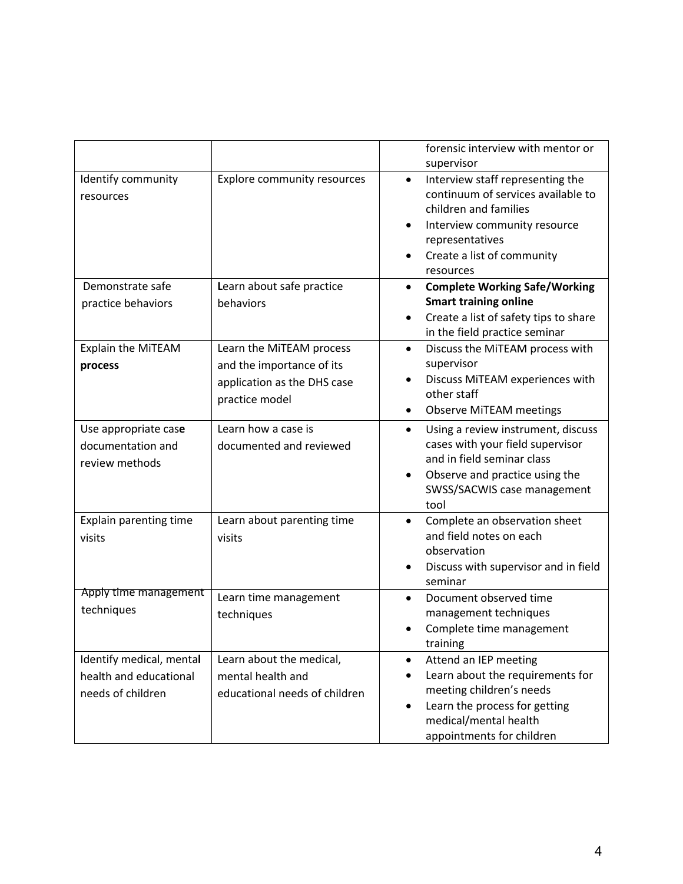| | | |
|---|---|---|
| | | forensic interview with mentor or supervisor |
| Identify community resources | Explore community resources | • Interview staff representing the continuum of services available to children and families<br>• Interview community resource representatives<br>• Create a list of community resources |
| Demonstrate safe practice behaviors | **L**earn about safe practice behaviors | • **Complete Working Safe/Working Smart training online**<br>• Create a list of safety tips to share in the field practice seminar |
| Explain the MiTEAM **process** | Learn the MiTEAM process and the importance of its application as the DHS case practice model | • Discuss the MiTEAM process with supervisor<br>• Discuss MiTEAM experiences with other staff<br>• Observe MiTEAM meetings |
| Use appropriate cas**e** documentation and review methods | Learn how a case is documented and reviewed | • Using a review instrument, discuss cases with your field supervisor and in field seminar class<br>• Observe and practice using the SWSS/SACWIS case management tool |
| Explain parenting time visits | Learn about parenting time visits | • Complete an observation sheet and field notes on each observation<br>• Discuss with supervisor and in field seminar |
| Apply time management techniques | Learn time management techniques | • Document observed time management techniques<br>• Complete time management training |
| Identify medical, menta**l** health and educational needs of children | Learn about the medical, mental health and educational needs of children | • Attend an IEP meeting<br>• Learn about the requirements for meeting children's needs<br>• Learn the process for getting medical/mental health appointments for children |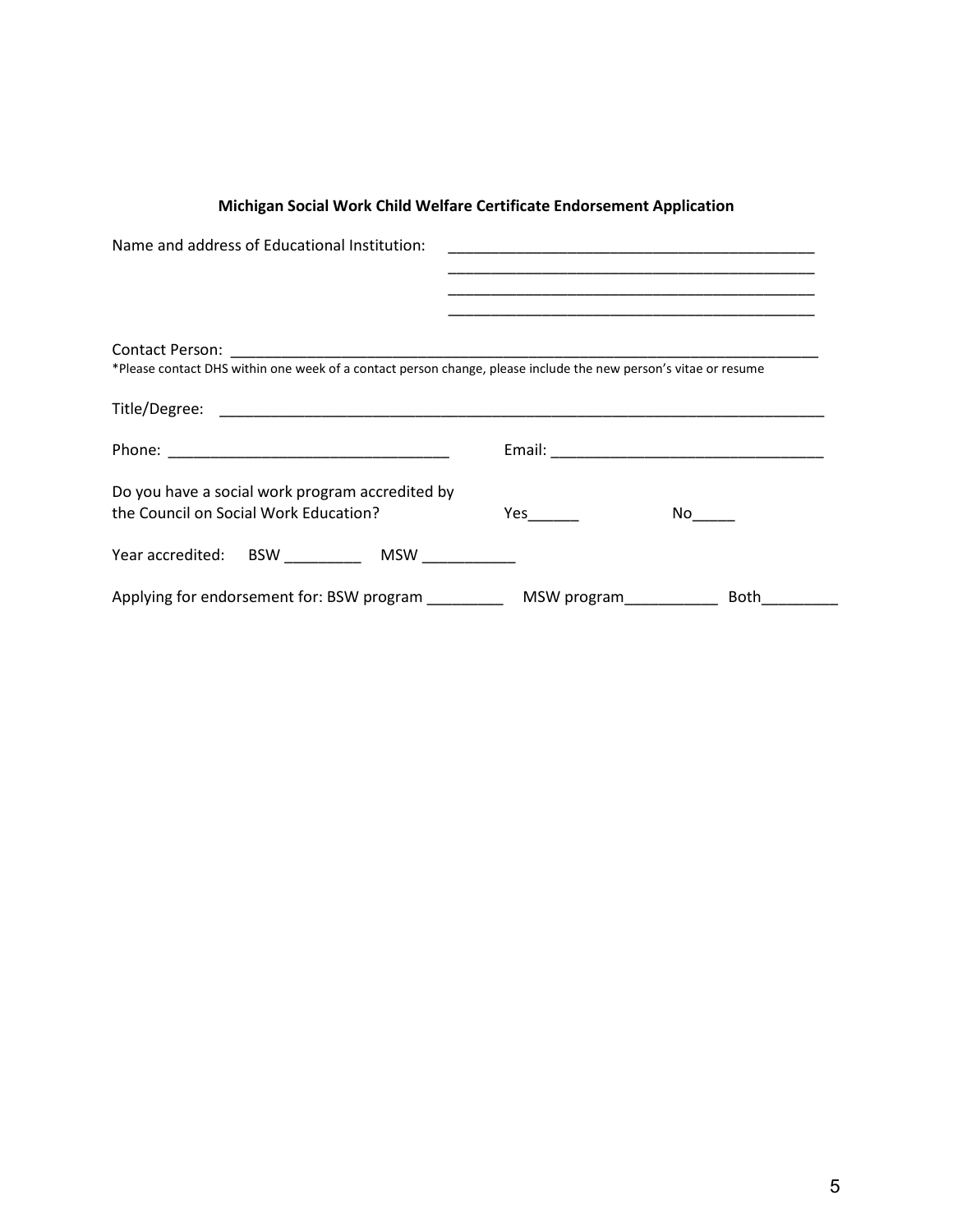**Michigan Social Work Child Welfare Certificate Endorsement Application**

Name and address of Educational Institution: ____________________________________________
____________________________________________
____________________________________________
____________________________________________

Contact Person: ____________________________________________________________________________

*Please contact DHS within one week of a contact person change, please include the new person's vitae or resume

Title/Degree: ______________________________________________________________________________

Phone: _________________________________ Email: _________________________________

Do you have a social work program accredited by the Council on Social Work Education? Yes______ No_____

Year accredited: BSW _________ MSW ___________

Applying for endorsement for: BSW program _________ MSW program___________ Both_________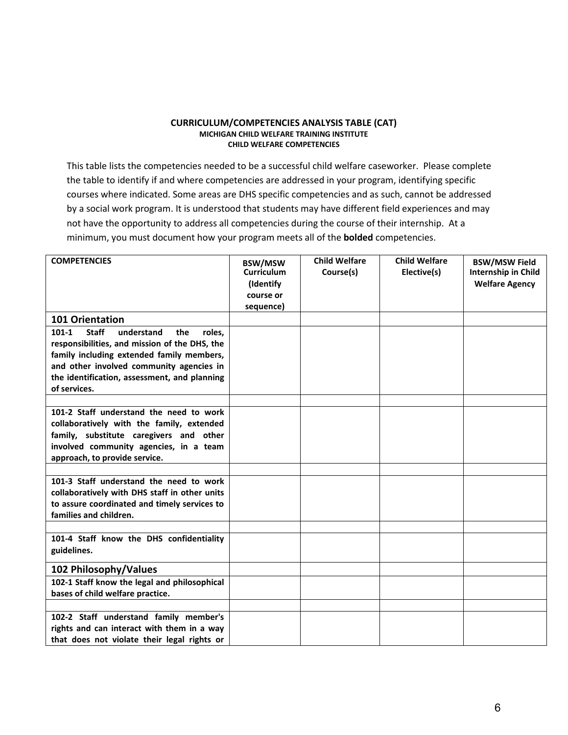**CURRICULUM/COMPETENCIES ANALYSIS TABLE (CAT)**
**MICHIGAN CHILD WELFARE TRAINING INSTITUTE**
**CHILD WELFARE COMPETENCIES**

This table lists the competencies needed to be a successful child welfare caseworker. Please complete the table to identify if and where competencies are addressed in your program, identifying specific courses where indicated. Some areas are DHS specific competencies and as such, cannot be addressed by a social work program. It is understood that students may have different field experiences and may not have the opportunity to address all competencies during the course of their internship. At a minimum, you must document how your program meets all of the **bolded** competencies.

| COMPETENCIES | BSW/MSW Curriculum (Identify course or sequence) | Child Welfare Course(s) | Child Welfare Elective(s) | BSW/MSW Field Internship in Child Welfare Agency |
|---|---|---|---|---|
| **101 Orientation** | | | | |
| **101-1 Staff understand the roles, responsibilities, and mission of the DHS, the family including extended family members, and other involved community agencies in the identification, assessment, and planning of services.** | | | | |
| | | | | |
| **101-2 Staff understand the need to work collaboratively with the family, extended family, substitute caregivers and other involved community agencies, in a team approach, to provide service.** | | | | |
| | | | | |
| **101-3 Staff understand the need to work collaboratively with DHS staff in other units to assure coordinated and timely services to families and children.** | | | | |
| | | | | |
| **101-4 Staff know the DHS confidentiality guidelines.** | | | | |
| **102 Philosophy/Values** | | | | |
| **102-1 Staff know the legal and philosophical bases of child welfare practice.** | | | | |
| | | | | |
| **102-2 Staff understand family member's rights and can interact with them in a way that does not violate their legal rights or** | | | | |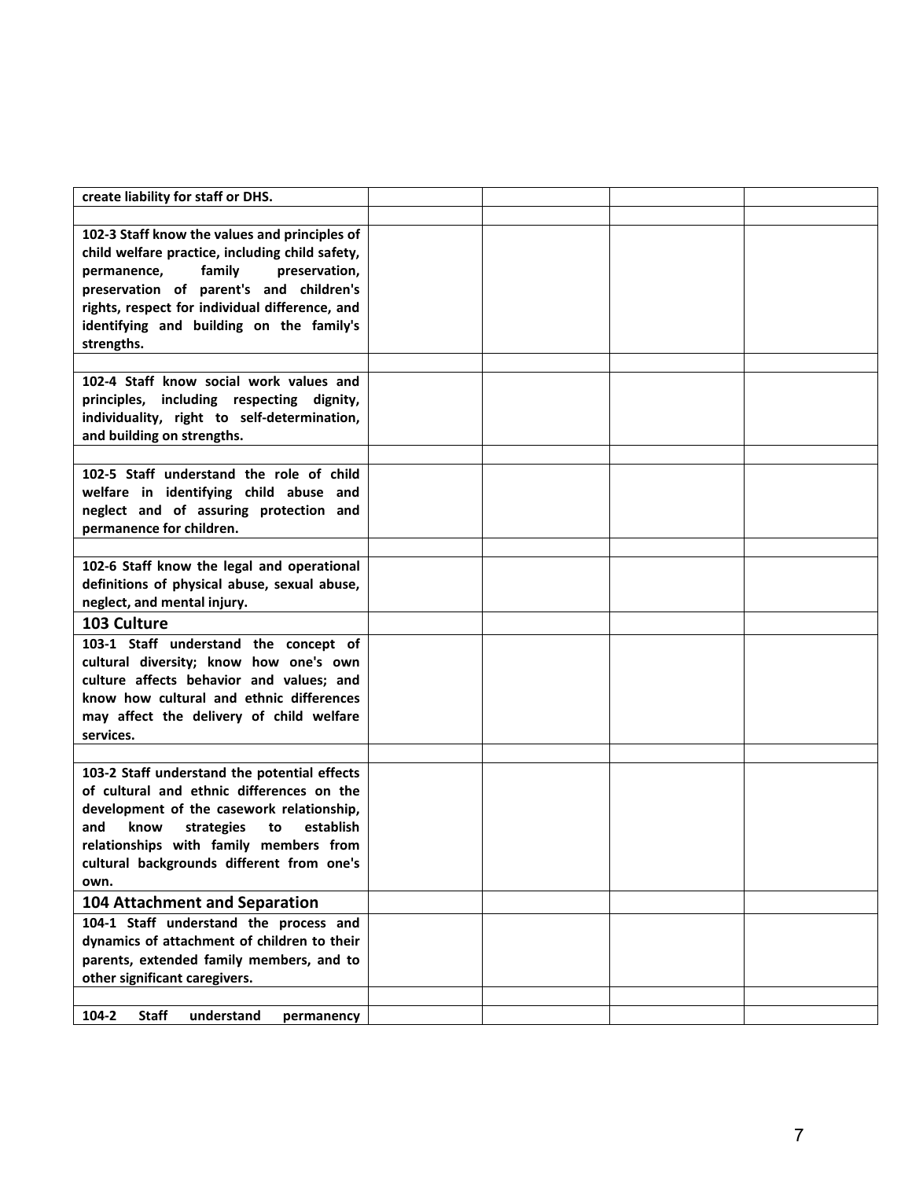| | | | | |
|---|---|---|---|---|
| **create liability for staff or DHS.** | | | | |
| | | | | |
| **102-3 Staff know the values and principles of child welfare practice, including child safety, permanence, family preservation, preservation of parent's and children's rights, respect for individual difference, and identifying and building on the family's strengths.** | | | | |
| | | | | |
| **102-4 Staff know social work values and principles, including respecting dignity, individuality, right to self-determination, and building on strengths.** | | | | |
| | | | | |
| **102-5 Staff understand the role of child welfare in identifying child abuse and neglect and of assuring protection and permanence for children.** | | | | |
| | | | | |
| **102-6 Staff know the legal and operational definitions of physical abuse, sexual abuse, neglect, and mental injury.** | | | | |
| **103 Culture** | | | | |
| **103-1 Staff understand the concept of cultural diversity; know how one's own culture affects behavior and values; and know how cultural and ethnic differences may affect the delivery of child welfare services.** | | | | |
| | | | | |
| **103-2 Staff understand the potential effects of cultural and ethnic differences on the development of the casework relationship, and know strategies to establish relationships with family members from cultural backgrounds different from one's own.** | | | | |
| **104 Attachment and Separation** | | | | |
| **104-1 Staff understand the process and dynamics of attachment of children to their parents, extended family members, and to other significant caregivers.** | | | | |
| | | | | |
| **104-2 Staff understand permanency** | | | | |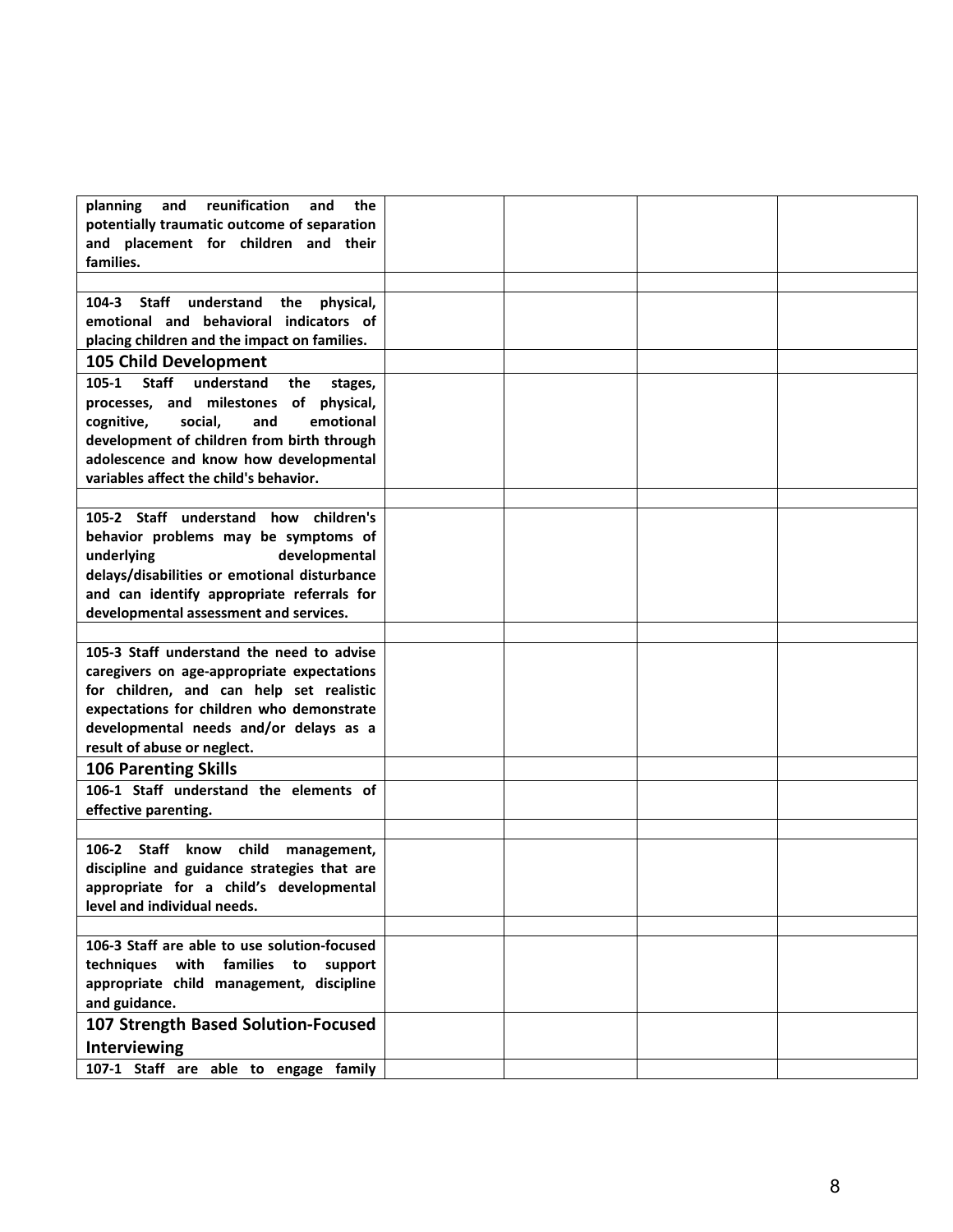| | | | | |
|---|---|---|---|---|
| **planning and reunification and the potentially traumatic outcome of separation and placement for children and their families.** | | | | |
| | | | | |
| **104-3 Staff understand the physical, emotional and behavioral indicators of placing children and the impact on families.** | | | | |
| **105 Child Development** | | | | |
| **105-1 Staff understand the stages, processes, and milestones of physical, cognitive, social, and emotional development of children from birth through adolescence and know how developmental variables affect the child's behavior.** | | | | |
| | | | | |
| **105-2 Staff understand how children's behavior problems may be symptoms of underlying developmental delays/disabilities or emotional disturbance and can identify appropriate referrals for developmental assessment and services.** | | | | |
| | | | | |
| **105-3 Staff understand the need to advise caregivers on age-appropriate expectations for children, and can help set realistic expectations for children who demonstrate developmental needs and/or delays as a result of abuse or neglect.** | | | | |
| **106 Parenting Skills** | | | | |
| **106-1 Staff understand the elements of effective parenting.** | | | | |
| | | | | |
| **106-2 Staff know child management, discipline and guidance strategies that are appropriate for a child's developmental level and individual needs.** | | | | |
| | | | | |
| **106-3 Staff are able to use solution-focused techniques with families to support appropriate child management, discipline and guidance.** | | | | |
| **107 Strength Based Solution-Focused Interviewing** | | | | |
| **107-1 Staff are able to engage family** | | | | |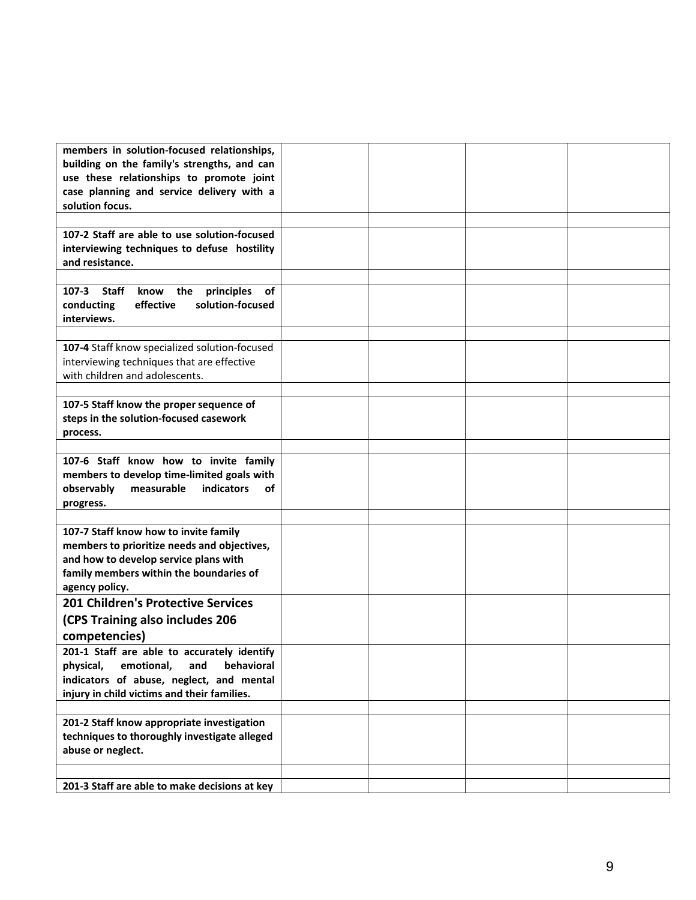| | | | | |
|---|---|---|---|---|
| **members in solution-focused relationships, building on the family's strengths, and can use these relationships to promote joint case planning and service delivery with a solution focus.** | | | | |
| | | | | |
| **107-2 Staff are able to use solution-focused interviewing techniques to defuse hostility and resistance.** | | | | |
| | | | | |
| **107-3 Staff know the principles of conducting effective solution-focused interviews.** | | | | |
| | | | | |
| **107-4** Staff know specialized solution-focused interviewing techniques that are effective with children and adolescents. | | | | |
| | | | | |
| **107-5 Staff know the proper sequence of steps in the solution-focused casework process.** | | | | |
| | | | | |
| **107-6 Staff know how to invite family members to develop time-limited goals with observably measurable indicators of progress.** | | | | |
| | | | | |
| **107-7 Staff know how to invite family members to prioritize needs and objectives, and how to develop service plans with family members within the boundaries of agency policy.** | | | | |
| **201 Children's Protective Services (CPS Training also includes 206 competencies)** | | | | |
| **201-1 Staff are able to accurately identify physical, emotional, and behavioral indicators of abuse, neglect, and mental injury in child victims and their families.** | | | | |
| | | | | |
| **201-2 Staff know appropriate investigation techniques to thoroughly investigate alleged abuse or neglect.** | | | | |
| | | | | |
| **201-3 Staff are able to make decisions at key** | | | | |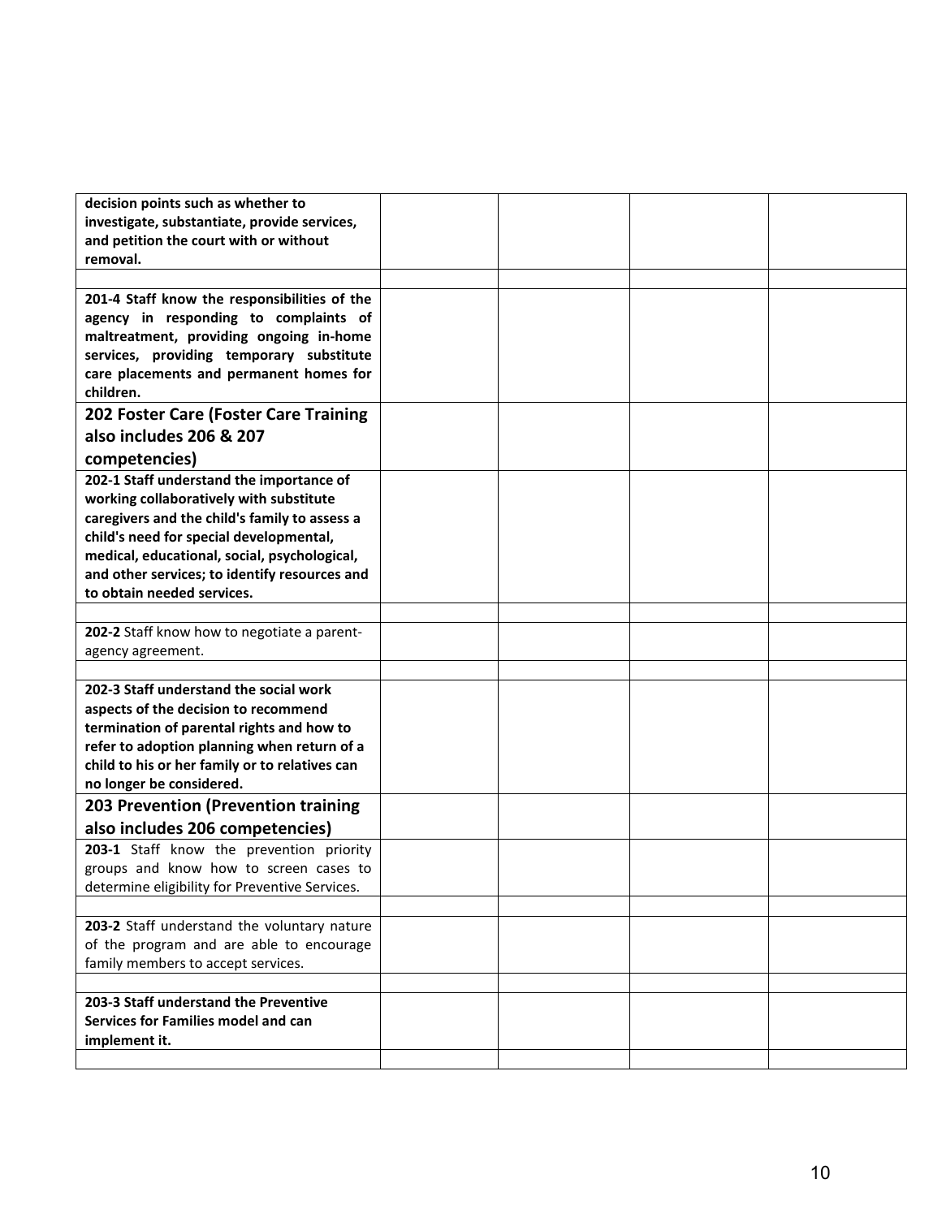| | | | | |
|---|---|---|---|---|
| **decision points such as whether to investigate, substantiate, provide services, and petition the court with or without removal.** | | | | |
| | | | | |
| **201-4 Staff know the responsibilities of the agency in responding to complaints of maltreatment, providing ongoing in-home services, providing temporary substitute care placements and permanent homes for children.** | | | | |
| **202 Foster Care (Foster Care Training also includes 206 & 207 competencies)** | | | | |
| **202-1 Staff understand the importance of working collaboratively with substitute caregivers and the child's family to assess a child's need for special developmental, medical, educational, social, psychological, and other services; to identify resources and to obtain needed services.** | | | | |
| | | | | |
| **202-2** Staff know how to negotiate a parent-agency agreement. | | | | |
| | | | | |
| **202-3 Staff understand the social work aspects of the decision to recommend termination of parental rights and how to refer to adoption planning when return of a child to his or her family or to relatives can no longer be considered.** | | | | |
| **203 Prevention (Prevention training also includes 206 competencies)** | | | | |
| **203-1** Staff know the prevention priority groups and know how to screen cases to determine eligibility for Preventive Services. | | | | |
| | | | | |
| **203-2** Staff understand the voluntary nature of the program and are able to encourage family members to accept services. | | | | |
| | | | | |
| **203-3 Staff understand the Preventive Services for Families model and can implement it.** | | | | |
| | | | | |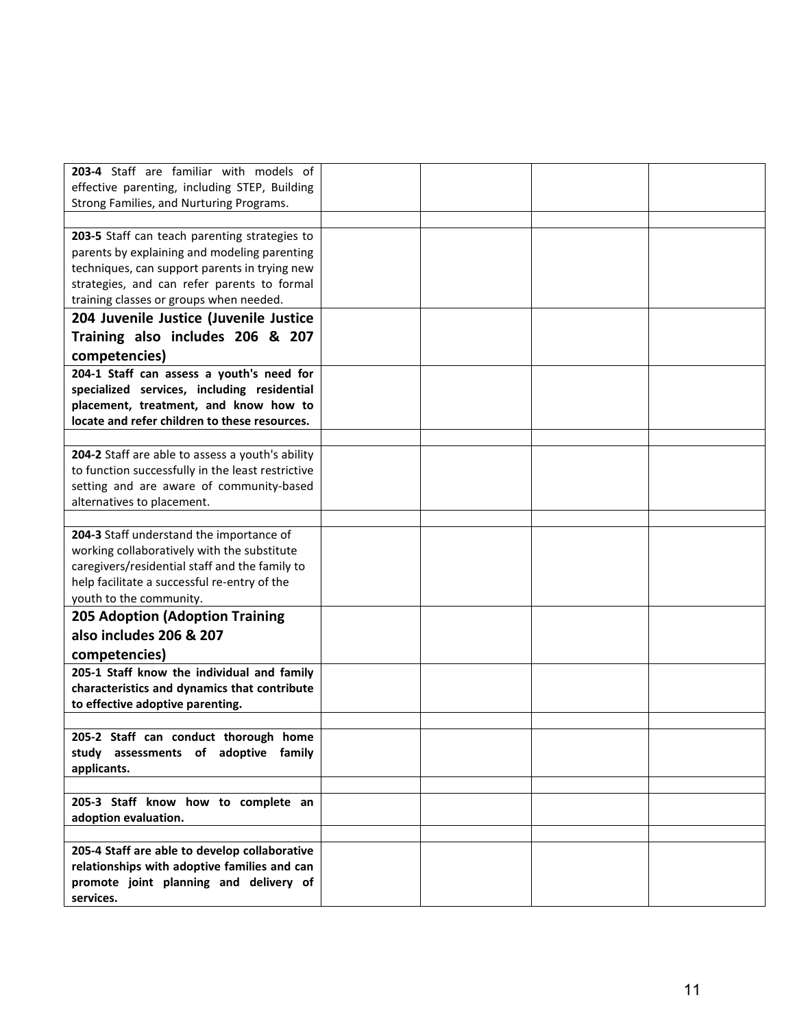| | | | |
|---|---|---|---|
| **203-4** Staff are familiar with models of effective parenting, including STEP, Building Strong Families, and Nurturing Programs. | | | |
| | | | |
| **203-5** Staff can teach parenting strategies to parents by explaining and modeling parenting techniques, can support parents in trying new strategies, and can refer parents to formal training classes or groups when needed. | | | |
| **204 Juvenile Justice (Juvenile Justice Training also includes 206 & 207 competencies)** | | | |
| **204-1 Staff can assess a youth's need for specialized services, including residential placement, treatment, and know how to locate and refer children to these resources.** | | | |
| | | | |
| **204-2** Staff are able to assess a youth's ability to function successfully in the least restrictive setting and are aware of community-based alternatives to placement. | | | |
| | | | |
| **204-3** Staff understand the importance of working collaboratively with the substitute caregivers/residential staff and the family to help facilitate a successful re-entry of the youth to the community. | | | |
| **205 Adoption (Adoption Training also includes 206 & 207 competencies)** | | | |
| **205-1 Staff know the individual and family characteristics and dynamics that contribute to effective adoptive parenting.** | | | |
| | | | |
| **205-2 Staff can conduct thorough home study assessments of adoptive family applicants.** | | | |
| | | | |
| **205-3 Staff know how to complete an adoption evaluation.** | | | |
| | | | |
| **205-4 Staff are able to develop collaborative relationships with adoptive families and can promote joint planning and delivery of services.** | | | |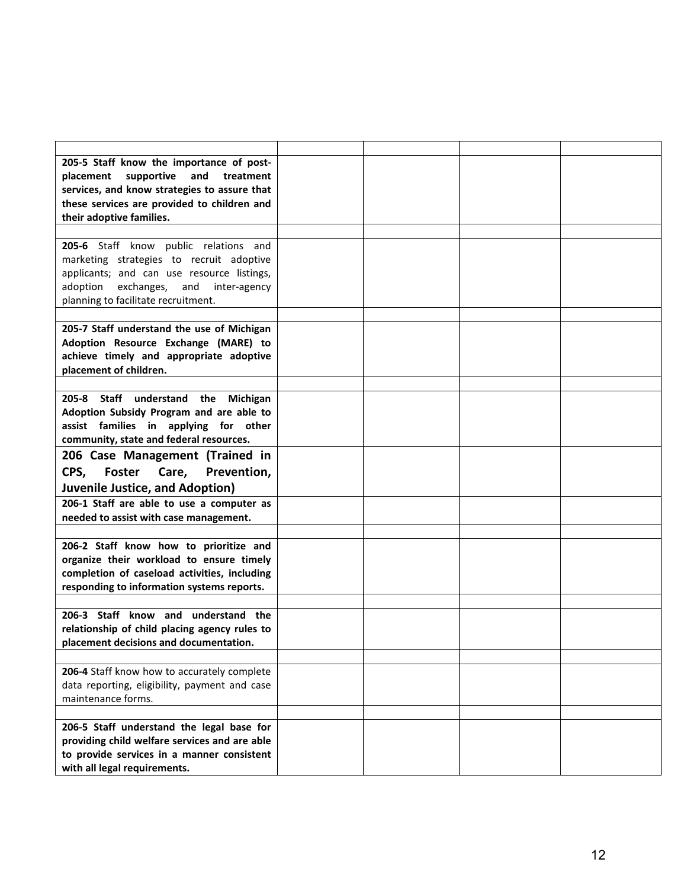| | | | | |
|---|---|---|---|---|
| **205-5 Staff know the importance of post-placement supportive and treatment services, and know strategies to assure that these services are provided to children and their adoptive families.** | | | | |
| | | | | |
| **205-6** Staff know public relations and marketing strategies to recruit adoptive applicants; and can use resource listings, adoption exchanges, and inter-agency planning to facilitate recruitment. | | | | |
| | | | | |
| **205-7 Staff understand the use of Michigan Adoption Resource Exchange (MARE) to achieve timely and appropriate adoptive placement of children.** | | | | |
| | | | | |
| **205-8 Staff understand the Michigan Adoption Subsidy Program and are able to assist families in applying for other community, state and federal resources.** | | | | |
| **206 Case Management (Trained in CPS, Foster Care, Prevention, Juvenile Justice, and Adoption)** | | | | |
| **206-1 Staff are able to use a computer as needed to assist with case management.** | | | | |
| | | | | |
| **206-2 Staff know how to prioritize and organize their workload to ensure timely completion of caseload activities, including responding to information systems reports.** | | | | |
| | | | | |
| **206-3 Staff know and understand the relationship of child placing agency rules to placement decisions and documentation.** | | | | |
| | | | | |
| **206-4** Staff know how to accurately complete data reporting, eligibility, payment and case maintenance forms. | | | | |
| | | | | |
| **206-5 Staff understand the legal base for providing child welfare services and are able to provide services in a manner consistent with all legal requirements.** | | | | |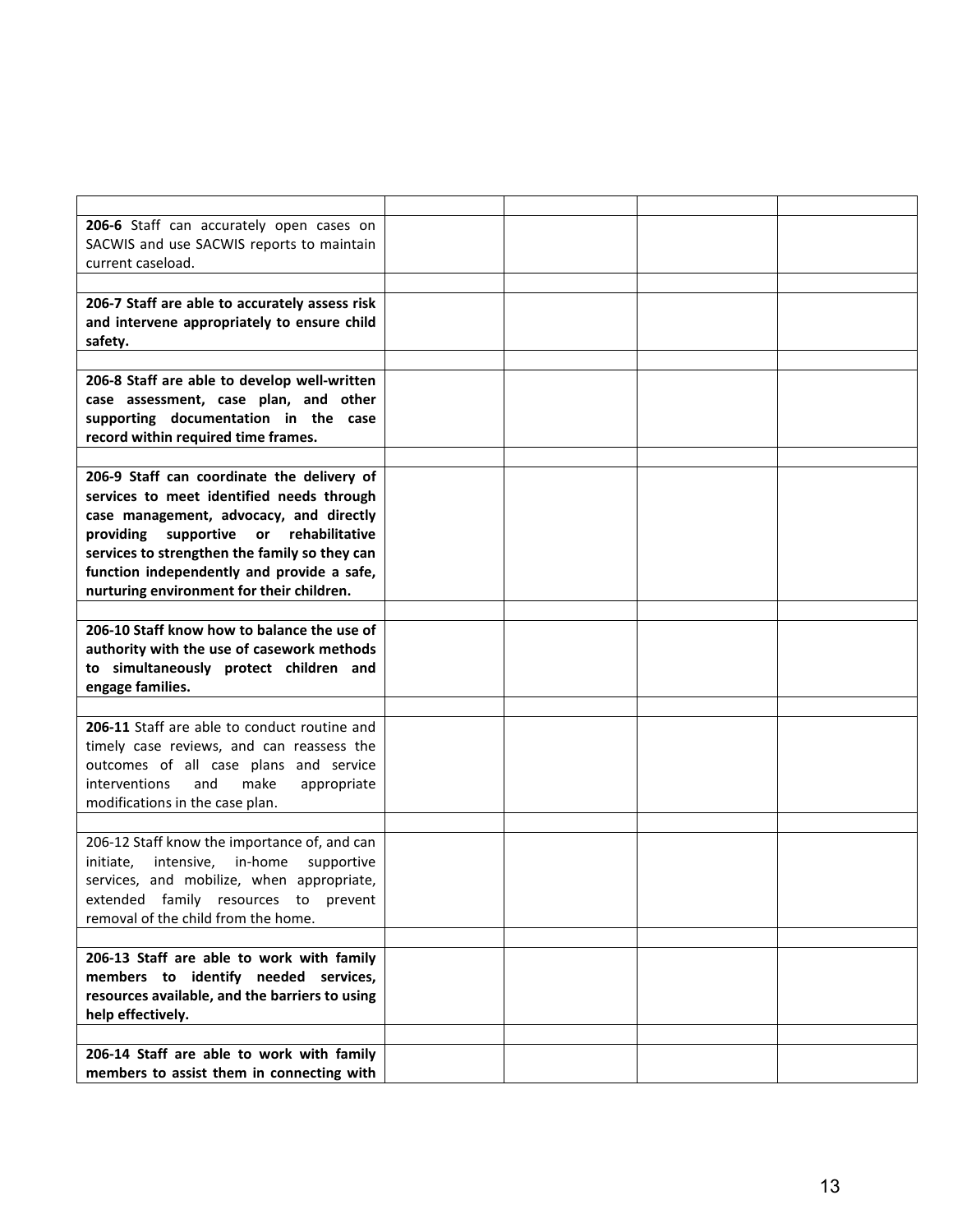| | | | | |
|---|---|---|---|---|
| **206-6** Staff can accurately open cases on SACWIS and use SACWIS reports to maintain current caseload. | | | | |
| | | | | |
| **206-7 Staff are able to accurately assess risk and intervene appropriately to ensure child safety.** | | | | |
| | | | | |
| **206-8 Staff are able to develop well-written case assessment, case plan, and other supporting documentation in the case record within required time frames.** | | | | |
| | | | | |
| **206-9 Staff can coordinate the delivery of services to meet identified needs through case management, advocacy, and directly providing supportive or rehabilitative services to strengthen the family so they can function independently and provide a safe, nurturing environment for their children.** | | | | |
| | | | | |
| **206-10 Staff know how to balance the use of authority with the use of casework methods to simultaneously protect children and engage families.** | | | | |
| | | | | |
| **206-11** Staff are able to conduct routine and timely case reviews, and can reassess the outcomes of all case plans and service interventions and make appropriate modifications in the case plan. | | | | |
| | | | | |
| 206-12 Staff know the importance of, and can initiate, intensive, in-home supportive services, and mobilize, when appropriate, extended family resources to prevent removal of the child from the home. | | | | |
| | | | | |
| **206-13 Staff are able to work with family members to identify needed services, resources available, and the barriers to using help effectively.** | | | | |
| | | | | |
| **206-14 Staff are able to work with family members to assist them in connecting with** | | | | |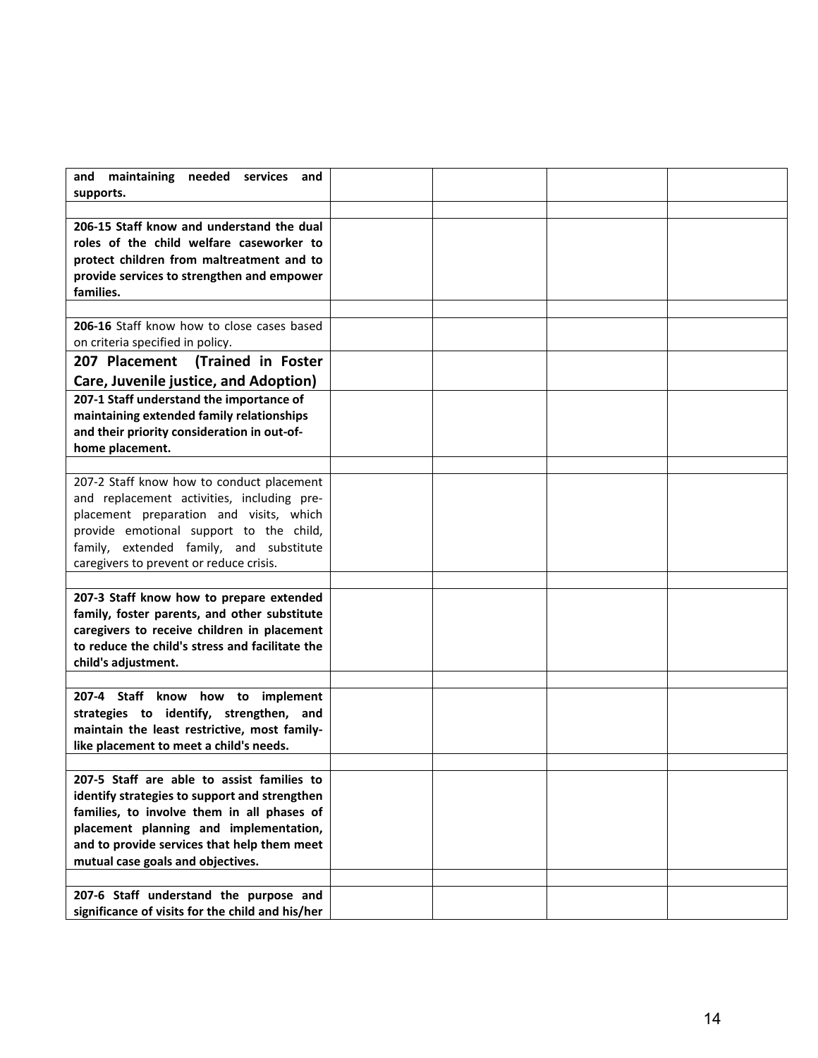| **and maintaining needed services and supports.** | | | | |
|---|---|---|---|---|
| | | | | |
| **206-15 Staff know and understand the dual roles of the child welfare caseworker to protect children from maltreatment and to provide services to strengthen and empower families.** | | | | |
| | | | | |
| **206-16** Staff know how to close cases based on criteria specified in policy. | | | | |
| **207 Placement (Trained in Foster Care, Juvenile justice, and Adoption)** | | | | |
| **207-1 Staff understand the importance of maintaining extended family relationships and their priority consideration in out-of-home placement.** | | | | |
| | | | | |
| 207-2 Staff know how to conduct placement and replacement activities, including pre-placement preparation and visits, which provide emotional support to the child, family, extended family, and substitute caregivers to prevent or reduce crisis. | | | | |
| | | | | |
| **207-3 Staff know how to prepare extended family, foster parents, and other substitute caregivers to receive children in placement to reduce the child's stress and facilitate the child's adjustment.** | | | | |
| | | | | |
| **207-4 Staff know how to implement strategies to identify, strengthen, and maintain the least restrictive, most family-like placement to meet a child's needs.** | | | | |
| | | | | |
| **207-5 Staff are able to assist families to identify strategies to support and strengthen families, to involve them in all phases of placement planning and implementation, and to provide services that help them meet mutual case goals and objectives.** | | | | |
| | | | | |
| **207-6 Staff understand the purpose and significance of visits for the child and his/her** | | | | |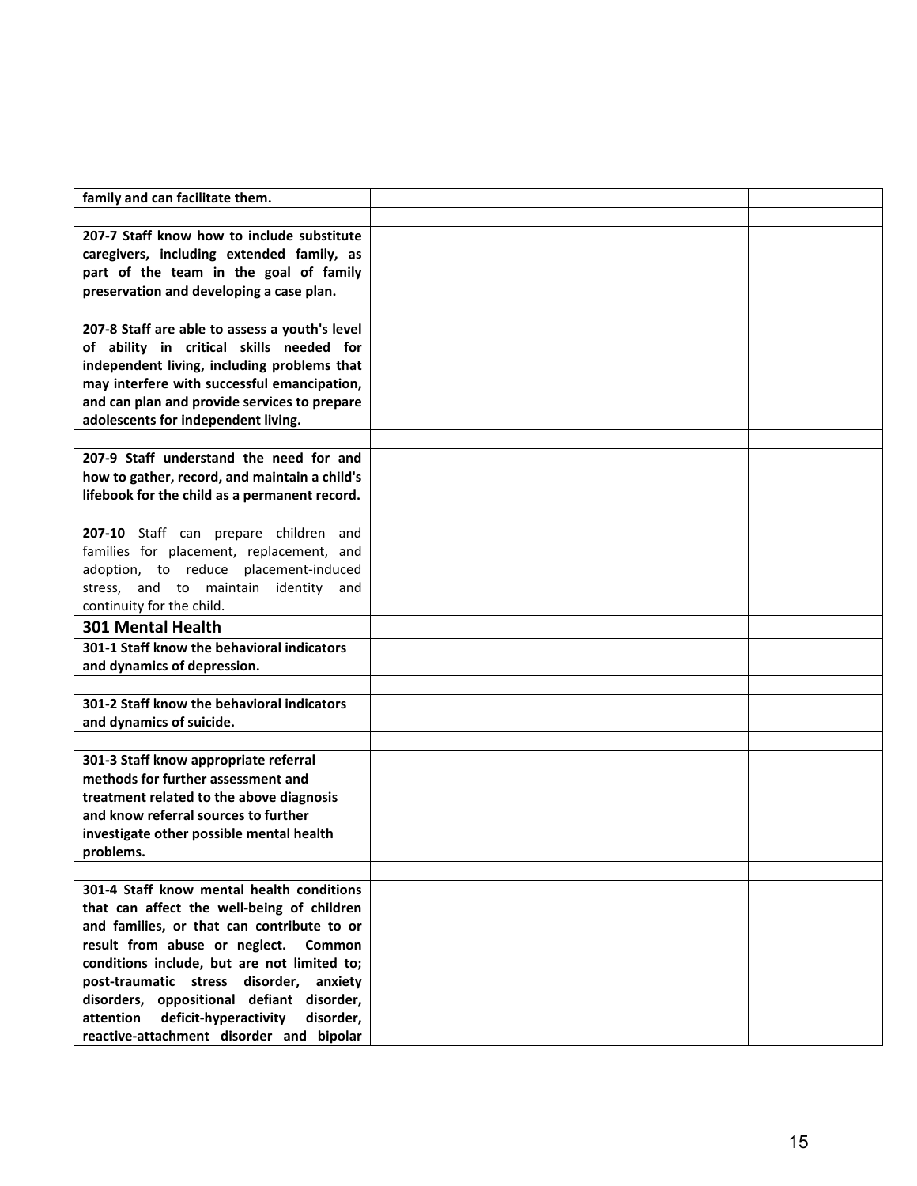| | | | | |
|---|---|---|---|---|
| **family and can facilitate them.** | | | | |
| | | | | |
| **207-7 Staff know how to include substitute caregivers, including extended family, as part of the team in the goal of family preservation and developing a case plan.** | | | | |
| | | | | |
| **207-8 Staff are able to assess a youth's level of ability in critical skills needed for independent living, including problems that may interfere with successful emancipation, and can plan and provide services to prepare adolescents for independent living.** | | | | |
| | | | | |
| **207-9 Staff understand the need for and how to gather, record, and maintain a child's lifebook for the child as a permanent record.** | | | | |
| | | | | |
| **207-10** Staff can prepare children and families for placement, replacement, and adoption, to reduce placement-induced stress, and to maintain identity and continuity for the child. | | | | |
| **301 Mental Health** | | | | |
| **301-1 Staff know the behavioral indicators and dynamics of depression.** | | | | |
| | | | | |
| **301-2 Staff know the behavioral indicators and dynamics of suicide.** | | | | |
| | | | | |
| **301-3 Staff know appropriate referral methods for further assessment and treatment related to the above diagnosis and know referral sources to further investigate other possible mental health problems.** | | | | |
| | | | | |
| **301-4 Staff know mental health conditions that can affect the well-being of children and families, or that can contribute to or result from abuse or neglect. Common conditions include, but are not limited to; post-traumatic stress disorder, anxiety disorders, oppositional defiant disorder, attention deficit-hyperactivity disorder, reactive-attachment disorder and bipolar** | | | | |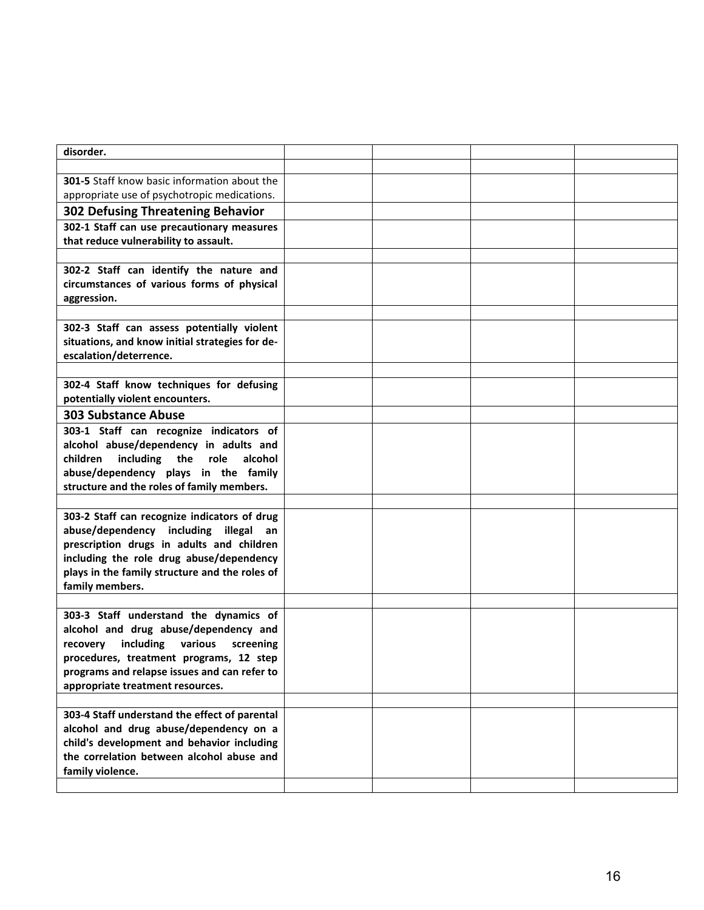| **disorder.** | | | | |
|---|---|---|---|---|
| | | | | |
| **301-5** Staff know basic information about the appropriate use of psychotropic medications. | | | | |
| **302 Defusing Threatening Behavior** | | | | |
| **302-1 Staff can use precautionary measures that reduce vulnerability to assault.** | | | | |
| | | | | |
| **302-2 Staff can identify the nature and circumstances of various forms of physical aggression.** | | | | |
| | | | | |
| **302-3 Staff can assess potentially violent situations, and know initial strategies for de-escalation/deterrence.** | | | | |
| | | | | |
| **302-4 Staff know techniques for defusing potentially violent encounters.** | | | | |
| **303 Substance Abuse** | | | | |
| **303-1 Staff can recognize indicators of alcohol abuse/dependency in adults and children including the role alcohol abuse/dependency plays in the family structure and the roles of family members.** | | | | |
| | | | | |
| **303-2 Staff can recognize indicators of drug abuse/dependency including illegal an prescription drugs in adults and children including the role drug abuse/dependency plays in the family structure and the roles of family members.** | | | | |
| | | | | |
| **303-3 Staff understand the dynamics of alcohol and drug abuse/dependency and recovery including various screening procedures, treatment programs, 12 step programs and relapse issues and can refer to appropriate treatment resources.** | | | | |
| | | | | |
| **303-4 Staff understand the effect of parental alcohol and drug abuse/dependency on a child's development and behavior including the correlation between alcohol abuse and family violence.** | | | | |
| | | | | |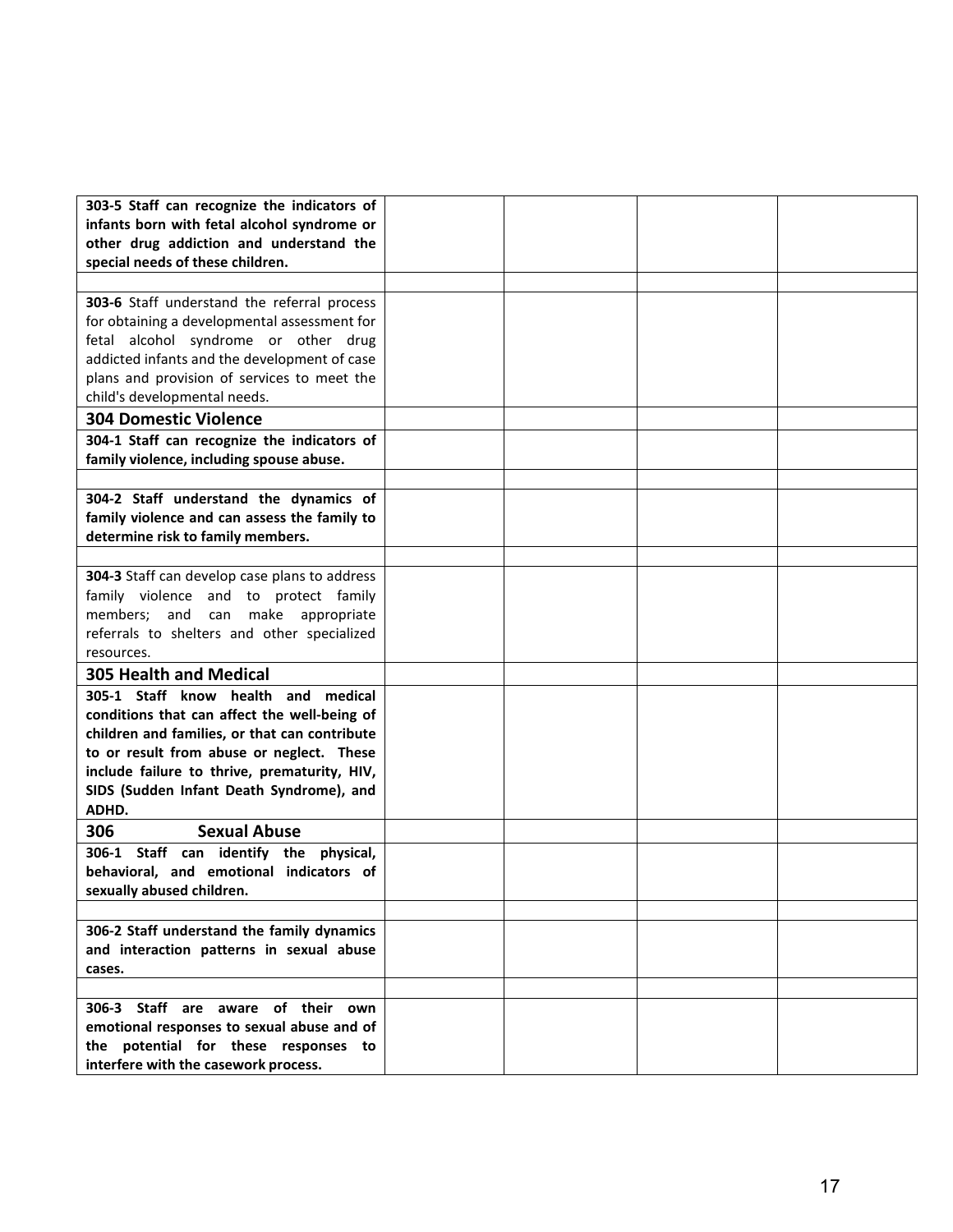| | | | | |
|---|---|---|---|---|
| **303-5 Staff can recognize the indicators of infants born with fetal alcohol syndrome or other drug addiction and understand the special needs of these children.** | | | | |
| | | | | |
| **303-6** Staff understand the referral process for obtaining a developmental assessment for fetal alcohol syndrome or other drug addicted infants and the development of case plans and provision of services to meet the child's developmental needs. | | | | |
| **304 Domestic Violence** | | | | |
| **304-1 Staff can recognize the indicators of family violence, including spouse abuse.** | | | | |
| | | | | |
| **304-2 Staff understand the dynamics of family violence and can assess the family to determine risk to family members.** | | | | |
| | | | | |
| **304-3** Staff can develop case plans to address family violence and to protect family members; and can make appropriate referrals to shelters and other specialized resources. | | | | |
| **305 Health and Medical** | | | | |
| **305-1 Staff know health and medical conditions that can affect the well-being of children and families, or that can contribute to or result from abuse or neglect. These include failure to thrive, prematurity, HIV, SIDS (Sudden Infant Death Syndrome), and ADHD.** | | | | |
| **306 Sexual Abuse** | | | | |
| **306-1 Staff can identify the physical, behavioral, and emotional indicators of sexually abused children.** | | | | |
| | | | | |
| **306-2 Staff understand the family dynamics and interaction patterns in sexual abuse cases.** | | | | |
| | | | | |
| **306-3 Staff are aware of their own emotional responses to sexual abuse and of the potential for these responses to interfere with the casework process.** | | | | |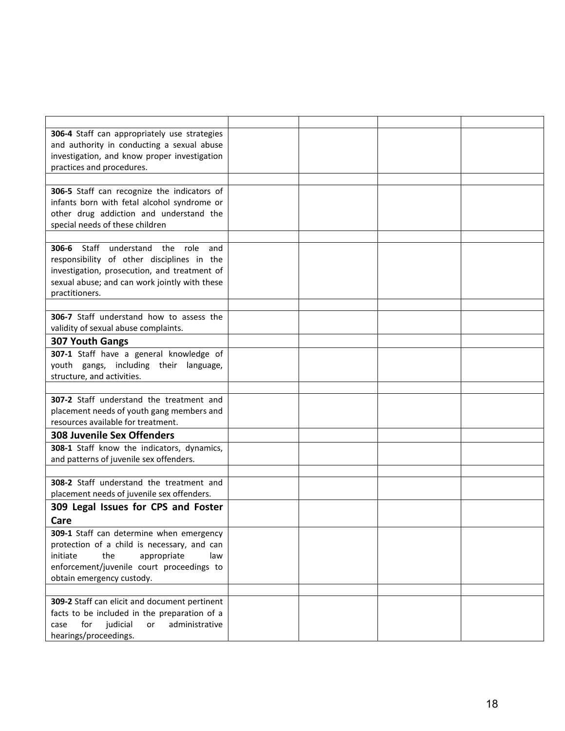| | | | | |
|---|---|---|---|---|
| | | | | |
| **306-4** Staff can appropriately use strategies and authority in conducting a sexual abuse investigation, and know proper investigation practices and procedures. | | | | |
| | | | | |
| **306-5** Staff can recognize the indicators of infants born with fetal alcohol syndrome or other drug addiction and understand the special needs of these children | | | | |
| | | | | |
| **306-6** Staff understand the role and responsibility of other disciplines in the investigation, prosecution, and treatment of sexual abuse; and can work jointly with these practitioners. | | | | |
| | | | | |
| **306-7** Staff understand how to assess the validity of sexual abuse complaints. | | | | |
| **307 Youth Gangs** | | | | |
| **307-1** Staff have a general knowledge of youth gangs, including their language, structure, and activities. | | | | |
| | | | | |
| **307-2** Staff understand the treatment and placement needs of youth gang members and resources available for treatment. | | | | |
| **308 Juvenile Sex Offenders** | | | | |
| **308-1** Staff know the indicators, dynamics, and patterns of juvenile sex offenders. | | | | |
| | | | | |
| **308-2** Staff understand the treatment and placement needs of juvenile sex offenders. | | | | |
| **309 Legal Issues for CPS and Foster Care** | | | | |
| **309-1** Staff can determine when emergency protection of a child is necessary, and can initiate the appropriate law enforcement/juvenile court proceedings to obtain emergency custody. | | | | |
| | | | | |
| **309-2** Staff can elicit and document pertinent facts to be included in the preparation of a case for judicial or administrative hearings/proceedings. | | | | |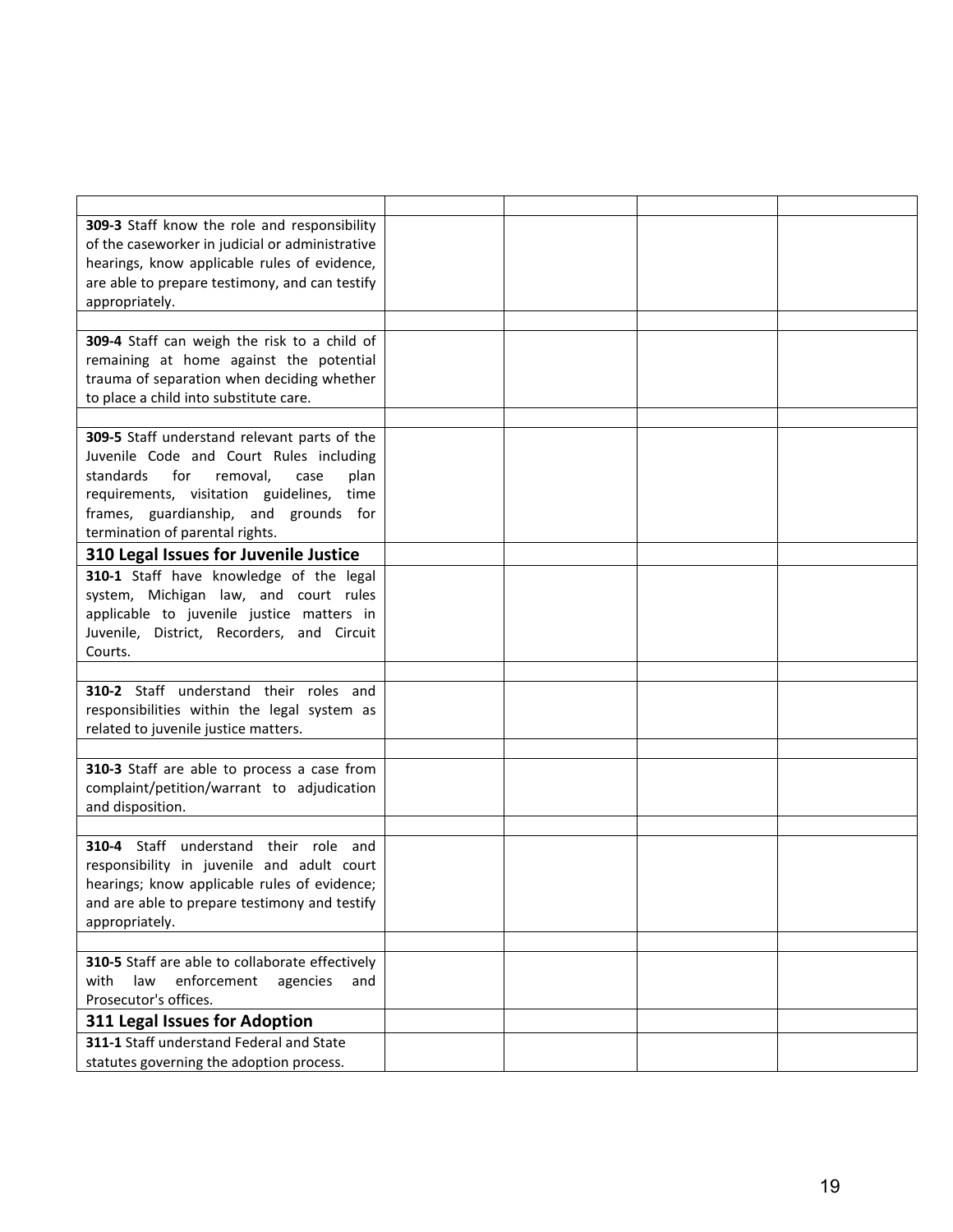| | | | | |
|---|---|---|---|---|
| **309-3** Staff know the role and responsibility of the caseworker in judicial or administrative hearings, know applicable rules of evidence, are able to prepare testimony, and can testify appropriately. | | | | |
| | | | | |
| **309-4** Staff can weigh the risk to a child of remaining at home against the potential trauma of separation when deciding whether to place a child into substitute care. | | | | |
| | | | | |
| **309-5** Staff understand relevant parts of the Juvenile Code and Court Rules including standards for removal, case plan requirements, visitation guidelines, time frames, guardianship, and grounds for termination of parental rights. | | | | |
| **310 Legal Issues for Juvenile Justice** | | | | |
| **310-1** Staff have knowledge of the legal system, Michigan law, and court rules applicable to juvenile justice matters in Juvenile, District, Recorders, and Circuit Courts. | | | | |
| | | | | |
| **310-2** Staff understand their roles and responsibilities within the legal system as related to juvenile justice matters. | | | | |
| | | | | |
| **310-3** Staff are able to process a case from complaint/petition/warrant to adjudication and disposition. | | | | |
| | | | | |
| **310-4** Staff understand their role and responsibility in juvenile and adult court hearings; know applicable rules of evidence; and are able to prepare testimony and testify appropriately. | | | | |
| | | | | |
| **310-5** Staff are able to collaborate effectively with law enforcement agencies and Prosecutor's offices. | | | | |
| **311 Legal Issues for Adoption** | | | | |
| **311-1** Staff understand Federal and State statutes governing the adoption process. | | | | |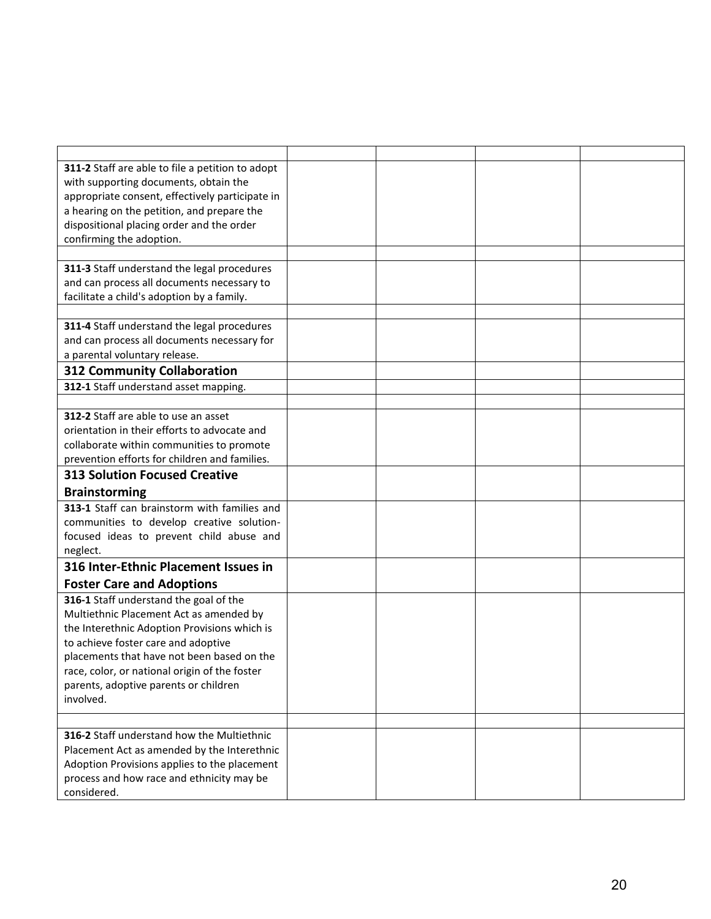| | | | | |
|---|---|---|---|---|
| **311-2** Staff are able to file a petition to adopt with supporting documents, obtain the appropriate consent, effectively participate in a hearing on the petition, and prepare the dispositional placing order and the order confirming the adoption. | | | | |
| | | | | |
| **311-3** Staff understand the legal procedures and can process all documents necessary to facilitate a child's adoption by a family. | | | | |
| | | | | |
| **311-4** Staff understand the legal procedures and can process all documents necessary for a parental voluntary release. | | | | |
| **312 Community Collaboration** | | | | |
| **312-1** Staff understand asset mapping. | | | | |
| | | | | |
| **312-2** Staff are able to use an asset orientation in their efforts to advocate and collaborate within communities to promote prevention efforts for children and families. | | | | |
| **313 Solution Focused Creative Brainstorming** | | | | |
| **313-1** Staff can brainstorm with families and communities to develop creative solution-focused ideas to prevent child abuse and neglect. | | | | |
| **316 Inter-Ethnic Placement Issues in Foster Care and Adoptions** | | | | |
| **316-1** Staff understand the goal of the Multiethnic Placement Act as amended by the Interethnic Adoption Provisions which is to achieve foster care and adoptive placements that have not been based on the race, color, or national origin of the foster parents, adoptive parents or children involved. | | | | |
| | | | | |
| **316-2** Staff understand how the Multiethnic Placement Act as amended by the Interethnic Adoption Provisions applies to the placement process and how race and ethnicity may be considered. | | | | |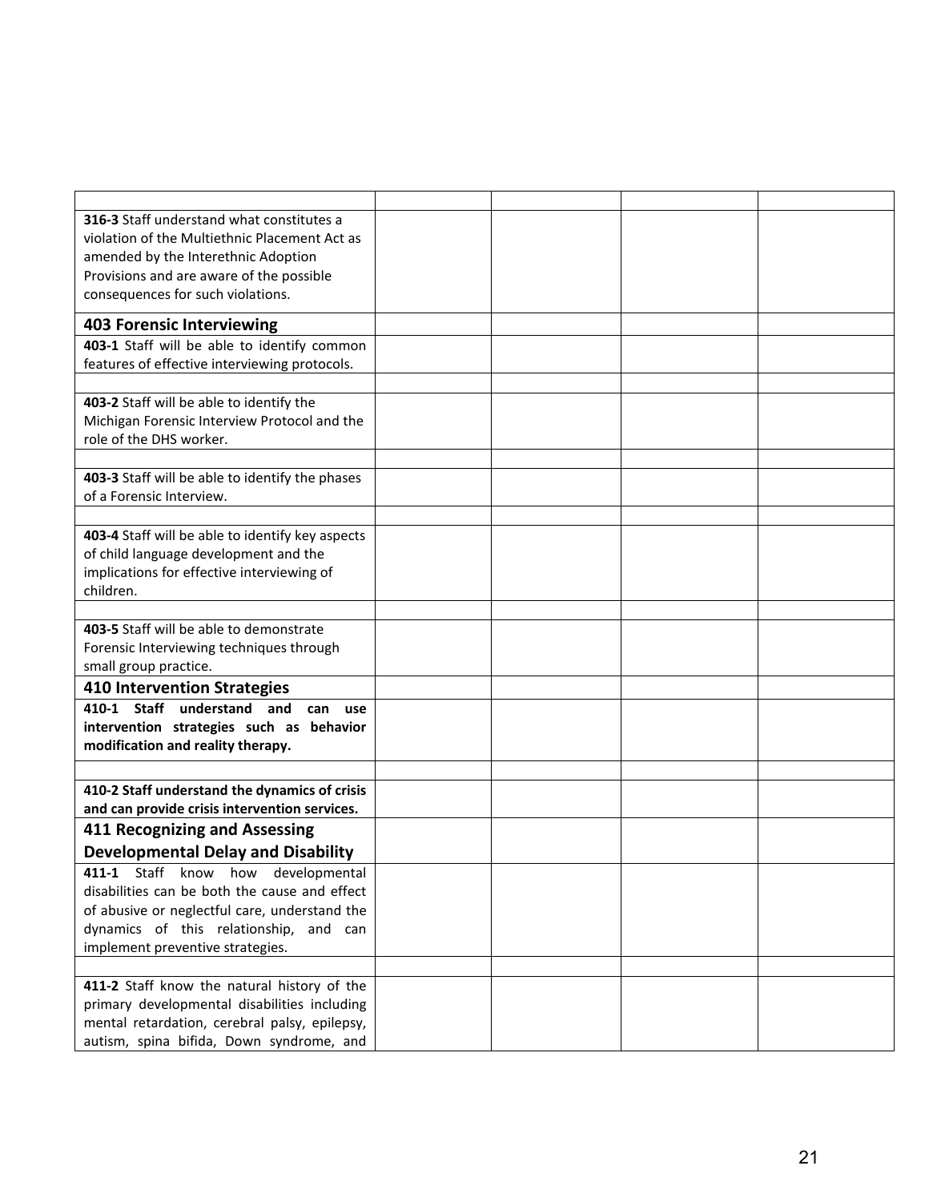| | | | | |
|---|---|---|---|---|
| **316-3** Staff understand what constitutes a violation of the Multiethnic Placement Act as amended by the Interethnic Adoption Provisions and are aware of the possible consequences for such violations. | | | | |
| **403 Forensic Interviewing** | | | | |
| **403-1** Staff will be able to identify common features of effective interviewing protocols. | | | | |
| | | | | |
| **403-2** Staff will be able to identify the Michigan Forensic Interview Protocol and the role of the DHS worker. | | | | |
| | | | | |
| **403-3** Staff will be able to identify the phases of a Forensic Interview. | | | | |
| | | | | |
| **403-4** Staff will be able to identify key aspects of child language development and the implications for effective interviewing of children. | | | | |
| | | | | |
| **403-5** Staff will be able to demonstrate Forensic Interviewing techniques through small group practice. | | | | |
| **410 Intervention Strategies** | | | | |
| **410-1 Staff understand and can use intervention strategies such as behavior modification and reality therapy.** | | | | |
| | | | | |
| **410-2 Staff understand the dynamics of crisis and can provide crisis intervention services.** | | | | |
| **411 Recognizing and Assessing Developmental Delay and Disability** | | | | |
| **411-1** Staff know how developmental disabilities can be both the cause and effect of abusive or neglectful care, understand the dynamics of this relationship, and can implement preventive strategies. | | | | |
| | | | | |
| **411-2** Staff know the natural history of the primary developmental disabilities including mental retardation, cerebral palsy, epilepsy, autism, spina bifida, Down syndrome, and | | | | |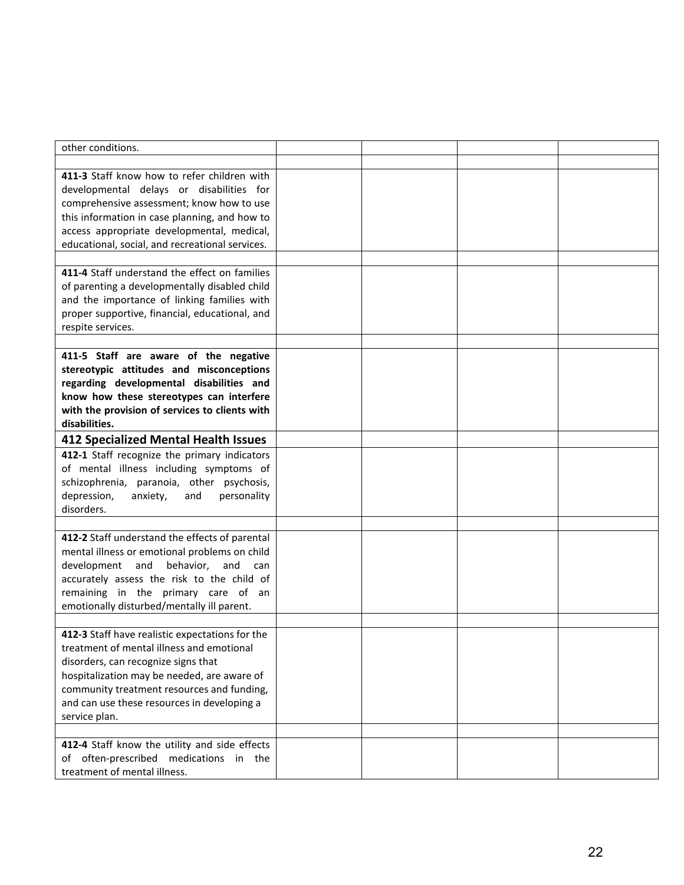| | | | | |
|---|---|---|---|---|
| other conditions. | | | | |
| | | | | |
| **411-3** Staff know how to refer children with developmental delays or disabilities for comprehensive assessment; know how to use this information in case planning, and how to access appropriate developmental, medical, educational, social, and recreational services. | | | | |
| | | | | |
| **411-4** Staff understand the effect on families of parenting a developmentally disabled child and the importance of linking families with proper supportive, financial, educational, and respite services. | | | | |
| | | | | |
| **411-5 Staff are aware of the negative stereotypic attitudes and misconceptions regarding developmental disabilities and know how these stereotypes can interfere with the provision of services to clients with disabilities.** | | | | |
| **412 Specialized Mental Health Issues** | | | | |
| **412-1** Staff recognize the primary indicators of mental illness including symptoms of schizophrenia, paranoia, other psychosis, depression, anxiety, and personality disorders. | | | | |
| | | | | |
| **412-2** Staff understand the effects of parental mental illness or emotional problems on child development and behavior, and can accurately assess the risk to the child of remaining in the primary care of an emotionally disturbed/mentally ill parent. | | | | |
| | | | | |
| **412-3** Staff have realistic expectations for the treatment of mental illness and emotional disorders, can recognize signs that hospitalization may be needed, are aware of community treatment resources and funding, and can use these resources in developing a service plan. | | | | |
| | | | | |
| **412-4** Staff know the utility and side effects of often-prescribed medications in the treatment of mental illness. | | | | |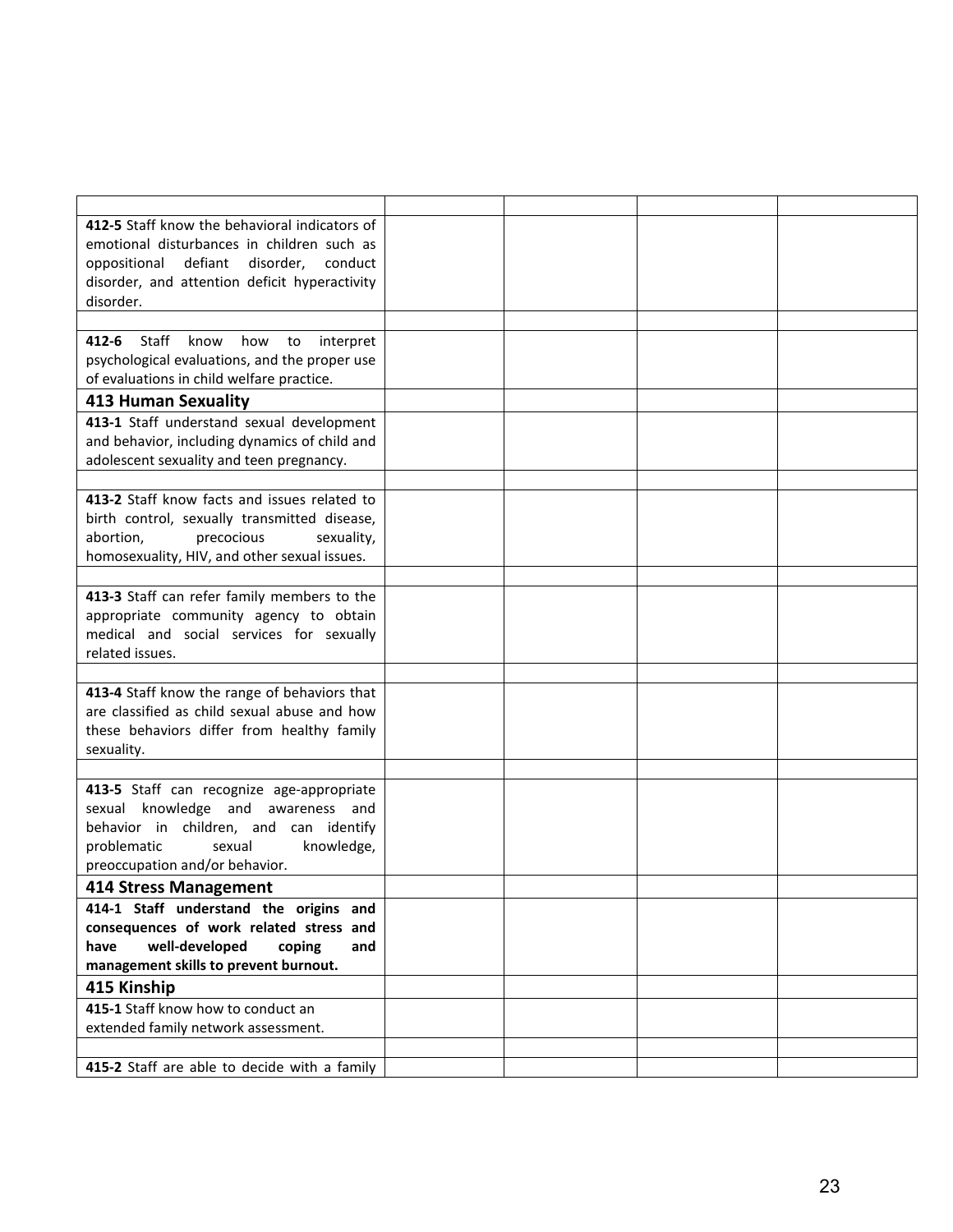| | | | | |
|---|---|---|---|---|
| **412-5** Staff know the behavioral indicators of emotional disturbances in children such as oppositional defiant disorder, conduct disorder, and attention deficit hyperactivity disorder. | | | | |
| | | | | |
| **412-6** Staff know how to interpret psychological evaluations, and the proper use of evaluations in child welfare practice. | | | | |
| **413 Human Sexuality** | | | | |
| **413-1** Staff understand sexual development and behavior, including dynamics of child and adolescent sexuality and teen pregnancy. | | | | |
| | | | | |
| **413-2** Staff know facts and issues related to birth control, sexually transmitted disease, abortion, precocious sexuality, homosexuality, HIV, and other sexual issues. | | | | |
| | | | | |
| **413-3** Staff can refer family members to the appropriate community agency to obtain medical and social services for sexually related issues. | | | | |
| | | | | |
| **413-4** Staff know the range of behaviors that are classified as child sexual abuse and how these behaviors differ from healthy family sexuality. | | | | |
| | | | | |
| **413-5** Staff can recognize age-appropriate sexual knowledge and awareness and behavior in children, and can identify problematic sexual knowledge, preoccupation and/or behavior. | | | | |
| **414 Stress Management** | | | | |
| **414-1 Staff understand the origins and consequences of work related stress and have well-developed coping and management skills to prevent burnout.** | | | | |
| **415 Kinship** | | | | |
| **415-1** Staff know how to conduct an extended family network assessment. | | | | |
| | | | | |
| **415-2** Staff are able to decide with a family | | | | |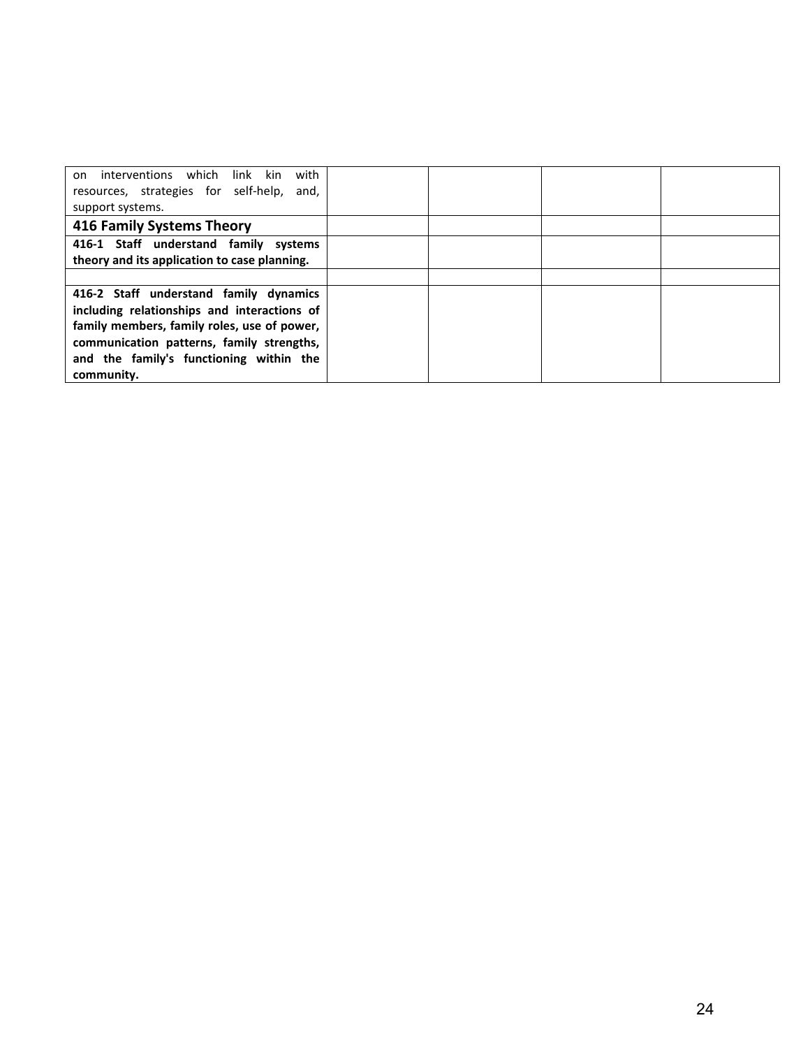| | | | | |
|---|---|---|---|---|
| on interventions which link kin with resources, strategies for self-help, and, support systems. | | | | |
| **416 Family Systems Theory** | | | | |
| **416-1 Staff understand family systems theory and its application to case planning.** | | | | |
| | | | | |
| **416-2 Staff understand family dynamics including relationships and interactions of family members, family roles, use of power, communication patterns, family strengths, and the family's functioning within the community.** | | | | |